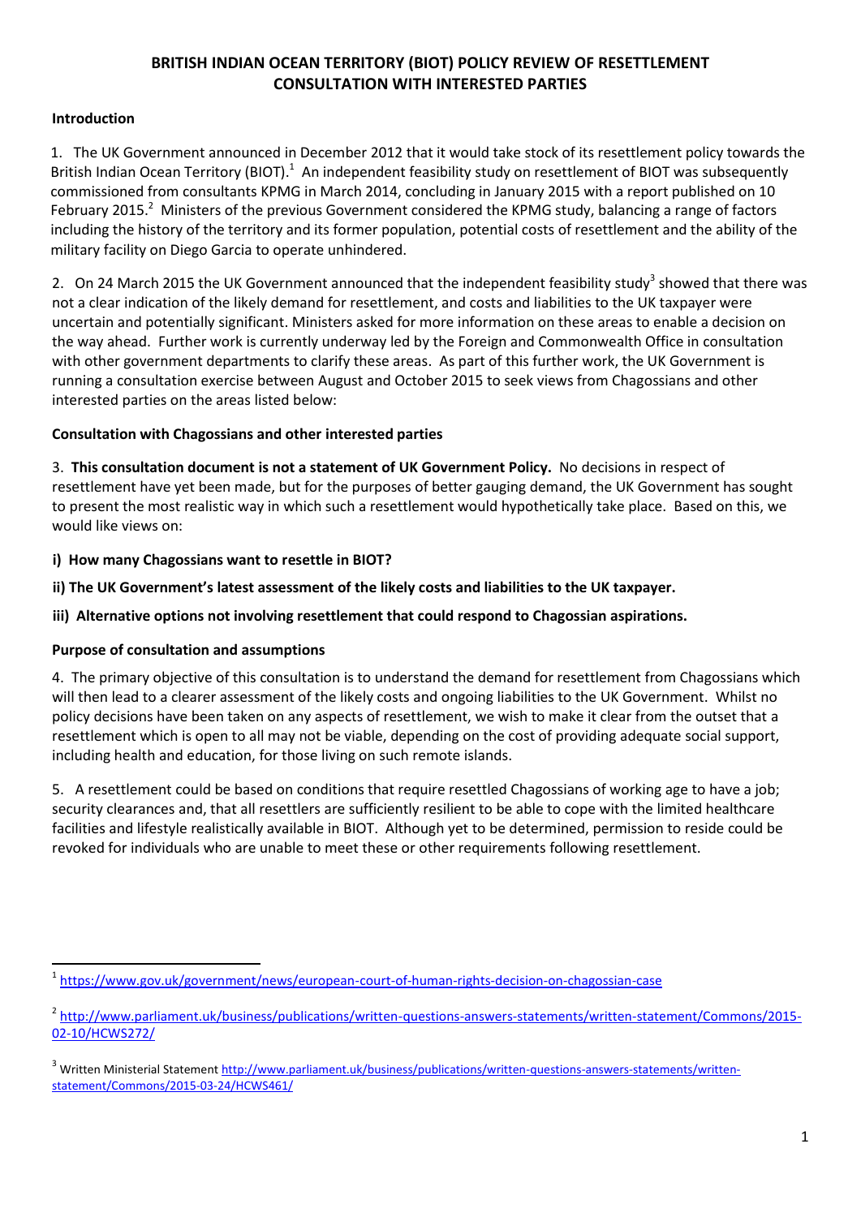# BRITISH INDIAN OCEAN TERRITORY (BIOT) POLICY REVIEW OF RESETTLEMENT CONSULTATION WITH INTERESTED PARTIES

## Introduction

1. The UK Government announced in December 2012 that it would take stock of its resettlement policy towards the British Indian Ocean Territory (BIOT).[1] An independent feasibility study on resettlement of BIOT was subsequently commissioned from consultants KPMG in March 2014, concluding in January 2015 with a report published on 10 February 2015.[2] Ministers of the previous Government considered the KPMG study, balancing a range of factors including the history of the territory and its former population, potential costs of resettlement and the ability of the military facility on Diego Garcia to operate unhindered.

2. On 24 March 2015 the UK Government announced that the independent feasibility study[3] showed that there was not a clear indication of the likely demand for resettlement, and costs and liabilities to the UK taxpayer were uncertain and potentially significant. Ministers asked for more information on these areas to enable a decision on the way ahead. Further work is currently underway led by the Foreign and Commonwealth Office in consultation with other government departments to clarify these areas. As part of this further work, the UK Government is running a consultation exercise between August and October 2015 to seek views from Chagossians and other interested parties on the areas listed below:

## Consultation with Chagossians and other interested parties

3. **This consultation document is not a statement of UK Government Policy.** No decisions in respect of resettlement have yet been made, but for the purposes of better gauging demand, the UK Government has sought to present the most realistic way in which such a resettlement would hypothetically take place. Based on this, we would like views on:

**i) How many Chagossians want to resettle in BIOT?**

**ii) The UK Government's latest assessment of the likely costs and liabilities to the UK taxpayer.**

**iii) Alternative options not involving resettlement that could respond to Chagossian aspirations.**

## Purpose of consultation and assumptions

4. The primary objective of this consultation is to understand the demand for resettlement from Chagossians which will then lead to a clearer assessment of the likely costs and ongoing liabilities to the UK Government. Whilst no policy decisions have been taken on any aspects of resettlement, we wish to make it clear from the outset that a resettlement which is open to all may not be viable, depending on the cost of providing adequate social support, including health and education, for those living on such remote islands.

5. A resettlement could be based on conditions that require resettled Chagossians of working age to have a job; security clearances and, that all resettlers are sufficiently resilient to be able to cope with the limited healthcare facilities and lifestyle realistically available in BIOT. Although yet to be determined, permission to reside could be revoked for individuals who are unable to meet these or other requirements following resettlement.

---

[1] https://www.gov.uk/government/news/european-court-of-human-rights-decision-on-chagossian-case

[2] http://www.parliament.uk/business/publications/written-questions-answers-statements/written-statement/Commons/2015-02-10/HCWS272/

[3] Written Ministerial Statement http://www.parliament.uk/business/publications/written-questions-answers-statements/written-statement/Commons/2015-03-24/HCWS461/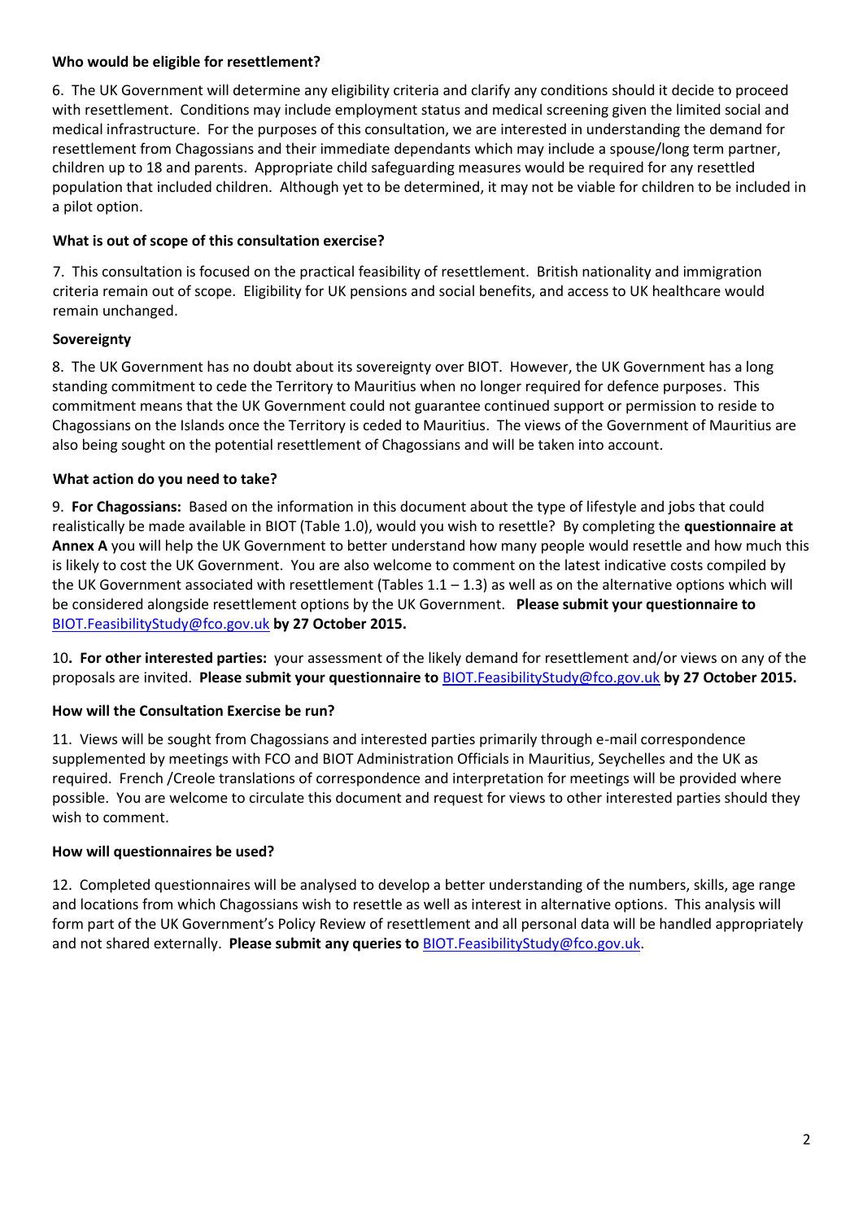**Who would be eligible for resettlement?**

6. The UK Government will determine any eligibility criteria and clarify any conditions should it decide to proceed with resettlement. Conditions may include employment status and medical screening given the limited social and medical infrastructure. For the purposes of this consultation, we are interested in understanding the demand for resettlement from Chagossians and their immediate dependants which may include a spouse/long term partner, children up to 18 and parents. Appropriate child safeguarding measures would be required for any resettled population that included children. Although yet to be determined, it may not be viable for children to be included in a pilot option.

**What is out of scope of this consultation exercise?**

7. This consultation is focused on the practical feasibility of resettlement. British nationality and immigration criteria remain out of scope. Eligibility for UK pensions and social benefits, and access to UK healthcare would remain unchanged.

**Sovereignty**

8. The UK Government has no doubt about its sovereignty over BIOT. However, the UK Government has a long standing commitment to cede the Territory to Mauritius when no longer required for defence purposes. This commitment means that the UK Government could not guarantee continued support or permission to reside to Chagossians on the Islands once the Territory is ceded to Mauritius. The views of the Government of Mauritius are also being sought on the potential resettlement of Chagossians and will be taken into account.

**What action do you need to take?**

9. **For Chagossians:** Based on the information in this document about the type of lifestyle and jobs that could realistically be made available in BIOT (Table 1.0), would you wish to resettle? By completing the **questionnaire at Annex A** you will help the UK Government to better understand how many people would resettle and how much this is likely to cost the UK Government. You are also welcome to comment on the latest indicative costs compiled by the UK Government associated with resettlement (Tables 1.1 – 1.3) as well as on the alternative options which will be considered alongside resettlement options by the UK Government. **Please submit your questionnaire to** BIOT.FeasibilityStudy@fco.gov.uk **by 27 October 2015.**

10**. For other interested parties:** your assessment of the likely demand for resettlement and/or views on any of the proposals are invited. **Please submit your questionnaire to** BIOT.FeasibilityStudy@fco.gov.uk **by 27 October 2015.**

**How will the Consultation Exercise be run?**

11. Views will be sought from Chagossians and interested parties primarily through e-mail correspondence supplemented by meetings with FCO and BIOT Administration Officials in Mauritius, Seychelles and the UK as required. French /Creole translations of correspondence and interpretation for meetings will be provided where possible. You are welcome to circulate this document and request for views to other interested parties should they wish to comment.

**How will questionnaires be used?**

12. Completed questionnaires will be analysed to develop a better understanding of the numbers, skills, age range and locations from which Chagossians wish to resettle as well as interest in alternative options. This analysis will form part of the UK Government's Policy Review of resettlement and all personal data will be handled appropriately and not shared externally. **Please submit any queries to** BIOT.FeasibilityStudy@fco.gov.uk.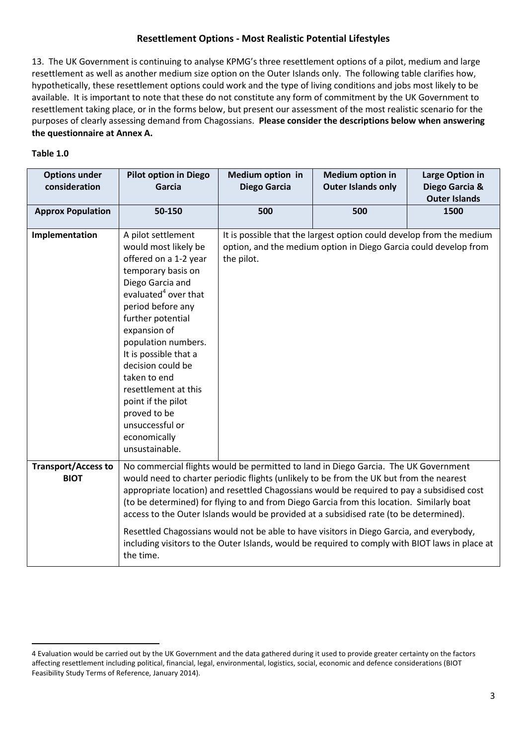## Resettlement Options - Most Realistic Potential Lifestyles

13. The UK Government is continuing to analyse KPMG's three resettlement options of a pilot, medium and large resettlement as well as another medium size option on the Outer Islands only. The following table clarifies how, hypothetically, these resettlement options could work and the type of living conditions and jobs most likely to be available. It is important to note that these do not constitute any form of commitment by the UK Government to resettlement taking place, or in the forms below, but present our assessment of the most realistic scenario for the purposes of clearly assessing demand from Chagossians. **Please consider the descriptions below when answering the questionnaire at Annex A.**

**Table 1.0**

| Options under consideration | Pilot option in Diego Garcia | Medium option in Diego Garcia | Medium option in Outer Islands only | Large Option in Diego Garcia & Outer Islands |
|---|---|---|---|---|
| **Approx Population** | **50-150** | **500** | **500** | **1500** |
| **Implementation** | A pilot settlement would most likely be offered on a 1-2 year temporary basis on Diego Garcia and evaluated[4] over that period before any further potential expansion of population numbers. It is possible that a decision could be taken to end resettlement at this point if the pilot proved to be unsuccessful or economically unsustainable. | It is possible that the largest option could develop from the medium option, and the medium option in Diego Garcia could develop from the pilot. | | |
| **Transport/Access to BIOT** | No commercial flights would be permitted to land in Diego Garcia. The UK Government would need to charter periodic flights (unlikely to be from the UK but from the nearest appropriate location) and resettled Chagossians would be required to pay a subsidised cost (to be determined) for flying to and from Diego Garcia from this location. Similarly boat access to the Outer Islands would be provided at a subsidised rate (to be determined). Resettled Chagossians would not be able to have visitors in Diego Garcia, and everybody, including visitors to the Outer Islands, would be required to comply with BIOT laws in place at the time. | | | |

4 Evaluation would be carried out by the UK Government and the data gathered during it used to provide greater certainty on the factors affecting resettlement including political, financial, legal, environmental, logistics, social, economic and defence considerations (BIOT Feasibility Study Terms of Reference, January 2014).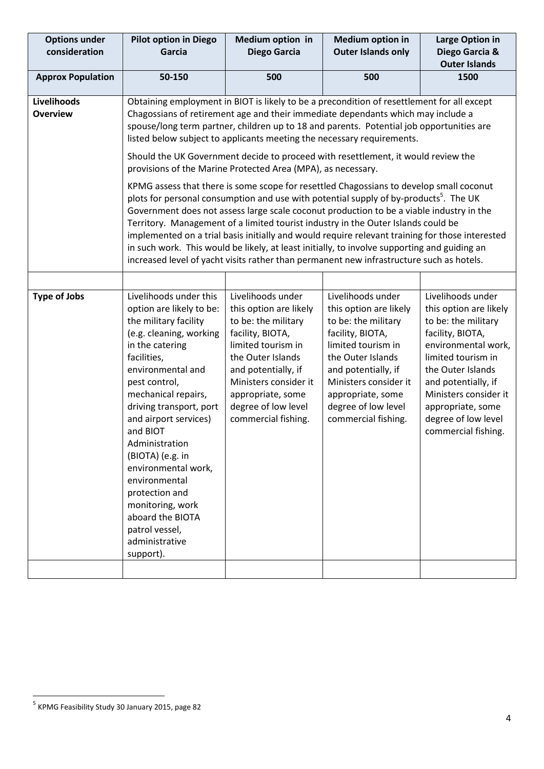| Options under consideration | Pilot option in Diego Garcia | Medium option in Diego Garcia | Medium option in Outer Islands only | Large Option in Diego Garcia & Outer Islands |
|---|---|---|---|---|
| **Approx Population** | **50-150** | **500** | **500** | **1500** |
| **Livelihoods Overview** | Obtaining employment in BIOT is likely to be a precondition of resettlement for all except Chagossians of retirement age and their immediate dependants which may include a spouse/long term partner, children up to 18 and parents. Potential job opportunities are listed below subject to applicants meeting the necessary requirements. Should the UK Government decide to proceed with resettlement, it would review the provisions of the Marine Protected Area (MPA), as necessary. KPMG assess that there is some scope for resettled Chagossians to develop small coconut plots for personal consumption and use with potential supply of by-products[5]. The UK Government does not assess large scale coconut production to be a viable industry in the Territory. Management of a limited tourist industry in the Outer Islands could be implemented on a trial basis initially and would require relevant training for those interested in such work. This would be likely, at least initially, to involve supporting and guiding an increased level of yacht visits rather than permanent new infrastructure such as hotels. | | | |
| | | | | |
| **Type of Jobs** | Livelihoods under this option are likely to be: the military facility (e.g. cleaning, working in the catering facilities, environmental and pest control, mechanical repairs, driving transport, port and airport services) and BIOT Administration (BIOTA) (e.g. in environmental work, environmental protection and monitoring, work aboard the BIOTA patrol vessel, administrative support). | Livelihoods under this option are likely to be: the military facility, BIOTA, limited tourism in the Outer Islands and potentially, if Ministers consider it appropriate, some degree of low level commercial fishing. | Livelihoods under this option are likely to be: the military facility, BIOTA, limited tourism in the Outer Islands and potentially, if Ministers consider it appropriate, some degree of low level commercial fishing. | Livelihoods under this option are likely to be: the military facility, BIOTA, environmental work, limited tourism in the Outer Islands and potentially, if Ministers consider it appropriate, some degree of low level commercial fishing. |
| | | | | |

[5] KPMG Feasibility Study 30 January 2015, page 82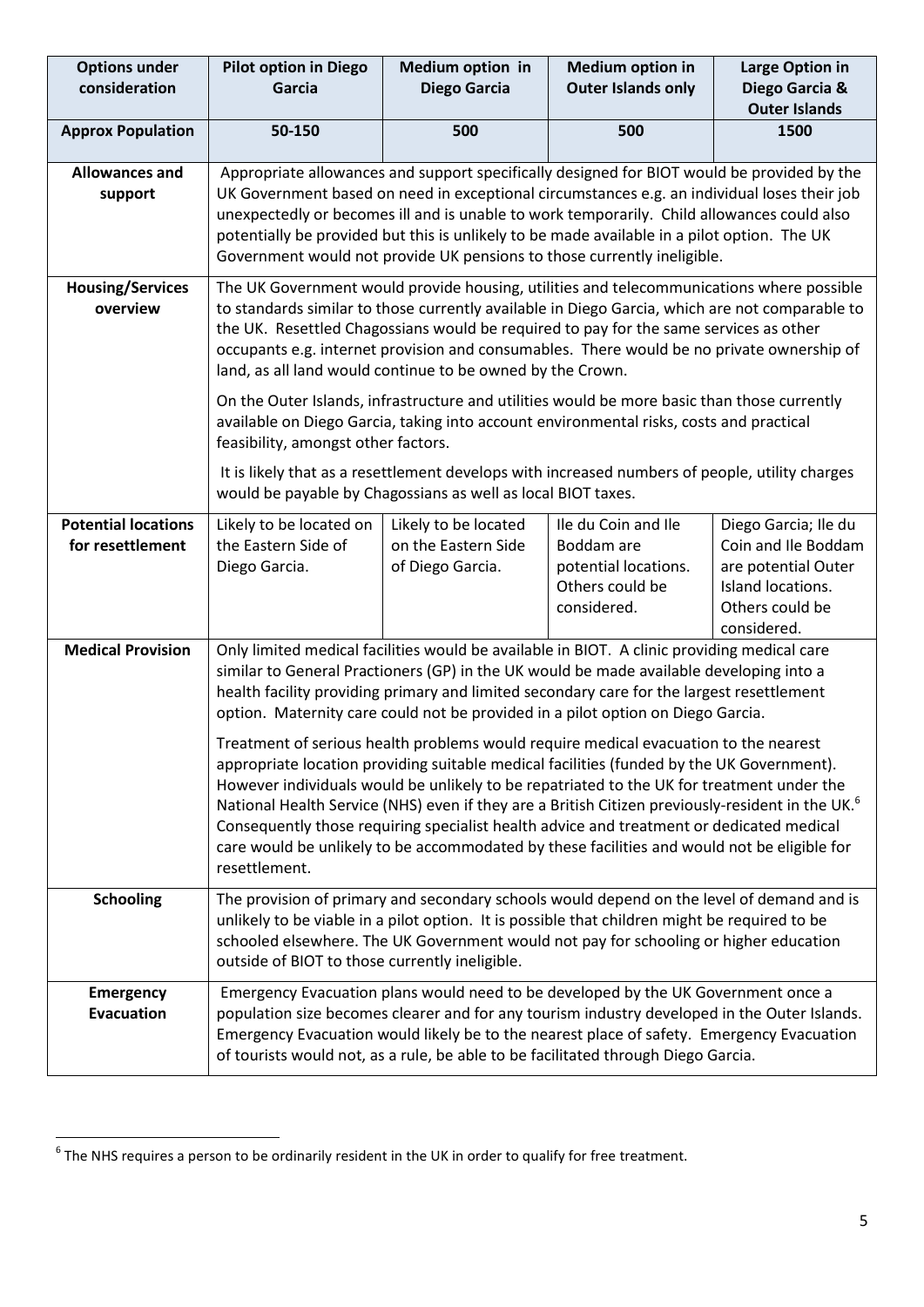| Options under consideration | Pilot option in Diego Garcia | Medium option in Diego Garcia | Medium option in Outer Islands only | Large Option in Diego Garcia & Outer Islands |
|---|---|---|---|---|
| **Approx Population** | **50-150** | **500** | **500** | **1500** |
| **Allowances and support** | Appropriate allowances and support specifically designed for BIOT would be provided by the UK Government based on need in exceptional circumstances e.g. an individual loses their job unexpectedly or becomes ill and is unable to work temporarily. Child allowances could also potentially be provided but this is unlikely to be made available in a pilot option. The UK Government would not provide UK pensions to those currently ineligible. | | | |
| **Housing/Services overview** | The UK Government would provide housing, utilities and telecommunications where possible to standards similar to those currently available in Diego Garcia, which are not comparable to the UK. Resettled Chagossians would be required to pay for the same services as other occupants e.g. internet provision and consumables. There would be no private ownership of land, as all land would continue to be owned by the Crown.<br><br>On the Outer Islands, infrastructure and utilities would be more basic than those currently available on Diego Garcia, taking into account environmental risks, costs and practical feasibility, amongst other factors.<br><br>It is likely that as a resettlement develops with increased numbers of people, utility charges would be payable by Chagossians as well as local BIOT taxes. | | | |
| **Potential locations for resettlement** | Likely to be located on the Eastern Side of Diego Garcia. | Likely to be located on the Eastern Side of Diego Garcia. | Ile du Coin and Ile Boddam are potential locations. Others could be considered. | Diego Garcia; Ile du Coin and Ile Boddam are potential Outer Island locations. Others could be considered. |
| **Medical Provision** | Only limited medical facilities would be available in BIOT. A clinic providing medical care similar to General Practioners (GP) in the UK would be made available developing into a health facility providing primary and limited secondary care for the largest resettlement option. Maternity care could not be provided in a pilot option on Diego Garcia.<br><br>Treatment of serious health problems would require medical evacuation to the nearest appropriate location providing suitable medical facilities (funded by the UK Government). However individuals would be unlikely to be repatriated to the UK for treatment under the National Health Service (NHS) even if they are a British Citizen previously-resident in the UK.[6] Consequently those requiring specialist health advice and treatment or dedicated medical care would be unlikely to be accommodated by these facilities and would not be eligible for resettlement. | | | |
| **Schooling** | The provision of primary and secondary schools would depend on the level of demand and is unlikely to be viable in a pilot option. It is possible that children might be required to be schooled elsewhere. The UK Government would not pay for schooling or higher education outside of BIOT to those currently ineligible. | | | |
| **Emergency Evacuation** | Emergency Evacuation plans would need to be developed by the UK Government once a population size becomes clearer and for any tourism industry developed in the Outer Islands. Emergency Evacuation would likely be to the nearest place of safety. Emergency Evacuation of tourists would not, as a rule, be able to be facilitated through Diego Garcia. | | | |

[6] The NHS requires a person to be ordinarily resident in the UK in order to qualify for free treatment.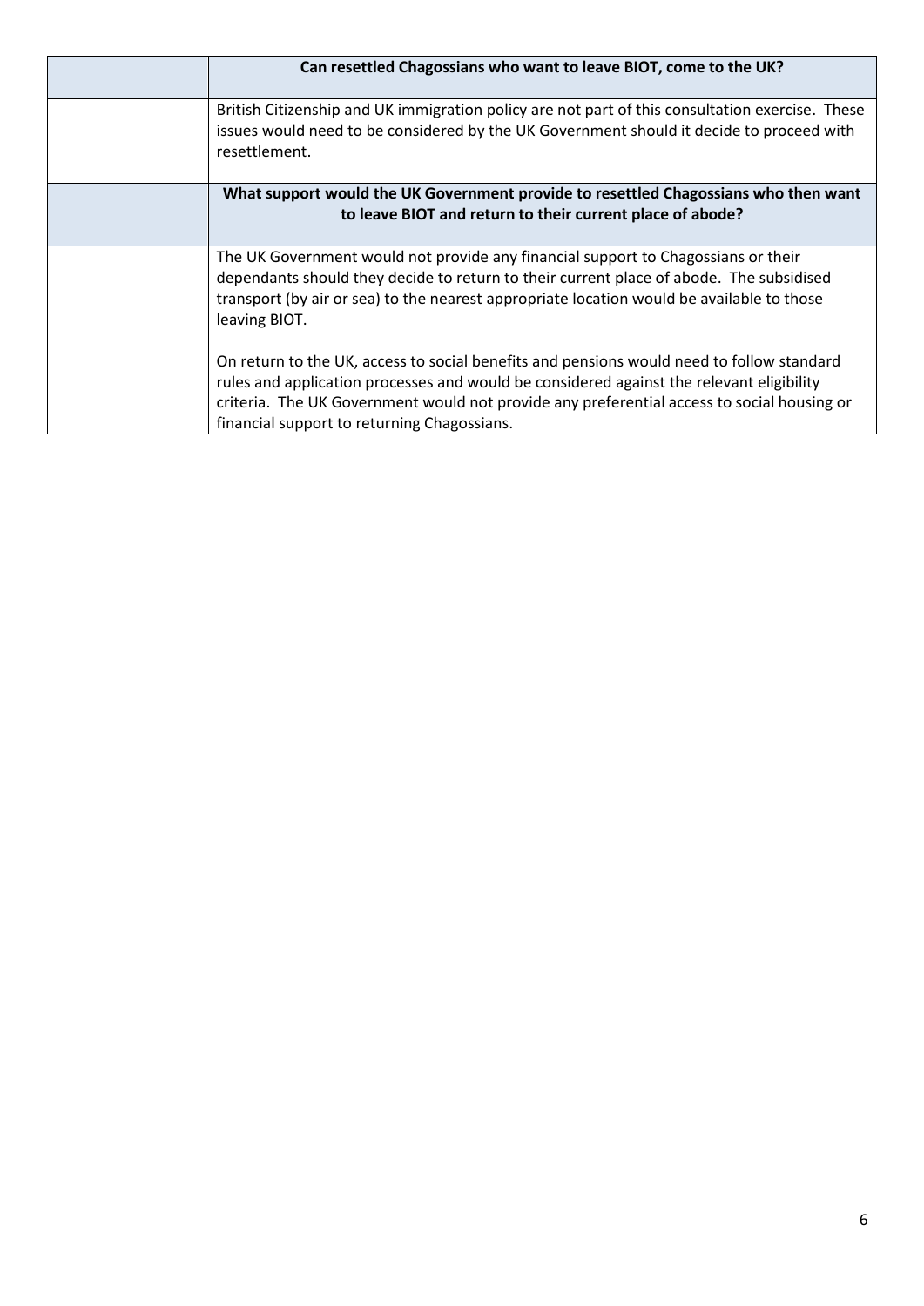| | Can resettled Chagossians who want to leave BIOT, come to the UK? |
|---|---|
| | British Citizenship and UK immigration policy are not part of this consultation exercise. These issues would need to be considered by the UK Government should it decide to proceed with resettlement. |
| | **What support would the UK Government provide to resettled Chagossians who then want to leave BIOT and return to their current place of abode?** |
| | The UK Government would not provide any financial support to Chagossians or their dependants should they decide to return to their current place of abode. The subsidised transport (by air or sea) to the nearest appropriate location would be available to those leaving BIOT.<br><br>On return to the UK, access to social benefits and pensions would need to follow standard rules and application processes and would be considered against the relevant eligibility criteria. The UK Government would not provide any preferential access to social housing or financial support to returning Chagossians. |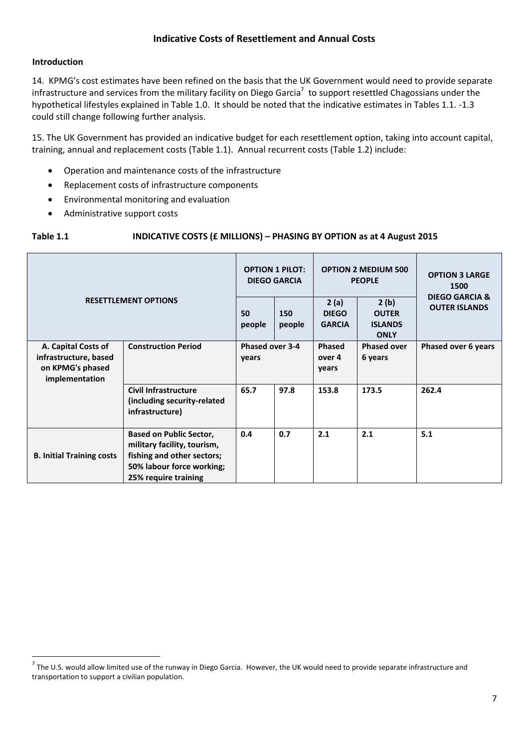## Indicative Costs of Resettlement and Annual Costs

### Introduction

14. KPMG's cost estimates have been refined on the basis that the UK Government would need to provide separate infrastructure and services from the military facility on Diego Garcia[7] to support resettled Chagossians under the hypothetical lifestyles explained in Table 1.0. It should be noted that the indicative estimates in Tables 1.1. -1.3 could still change following further analysis.

15. The UK Government has provided an indicative budget for each resettlement option, taking into account capital, training, annual and replacement costs (Table 1.1). Annual recurrent costs (Table 1.2) include:

- Operation and maintenance costs of the infrastructure
- Replacement costs of infrastructure components
- Environmental monitoring and evaluation
- Administrative support costs

**Table 1.1 INDICATIVE COSTS (£ MILLIONS) – PHASING BY OPTION as at 4 August 2015**

| RESETTLEMENT OPTIONS | | OPTION 1 PILOT: DIEGO GARCIA | | OPTION 2 MEDIUM 500 PEOPLE | | OPTION 3 LARGE 1500 DIEGO GARCIA & OUTER ISLANDS |
|---|---|---|---|---|---|---|
| | | 50 people | 150 people | 2 (a) DIEGO GARCIA | 2 (b) OUTER ISLANDS ONLY | |
| **A. Capital Costs of infrastructure, based on KPMG's phased implementation** | **Construction Period** | **Phased over 3-4 years** | | **Phased over 4 years** | **Phased over 6 years** | **Phased over 6 years** |
| | **Civil Infrastructure (including security-related infrastructure)** | **65.7** | **97.8** | **153.8** | **173.5** | **262.4** |
| **B. Initial Training costs** | **Based on Public Sector, military facility, tourism, fishing and other sectors; 50% labour force working; 25% require training** | **0.4** | **0.7** | **2.1** | **2.1** | **5.1** |

[7] The U.S. would allow limited use of the runway in Diego Garcia. However, the UK would need to provide separate infrastructure and transportation to support a civilian population.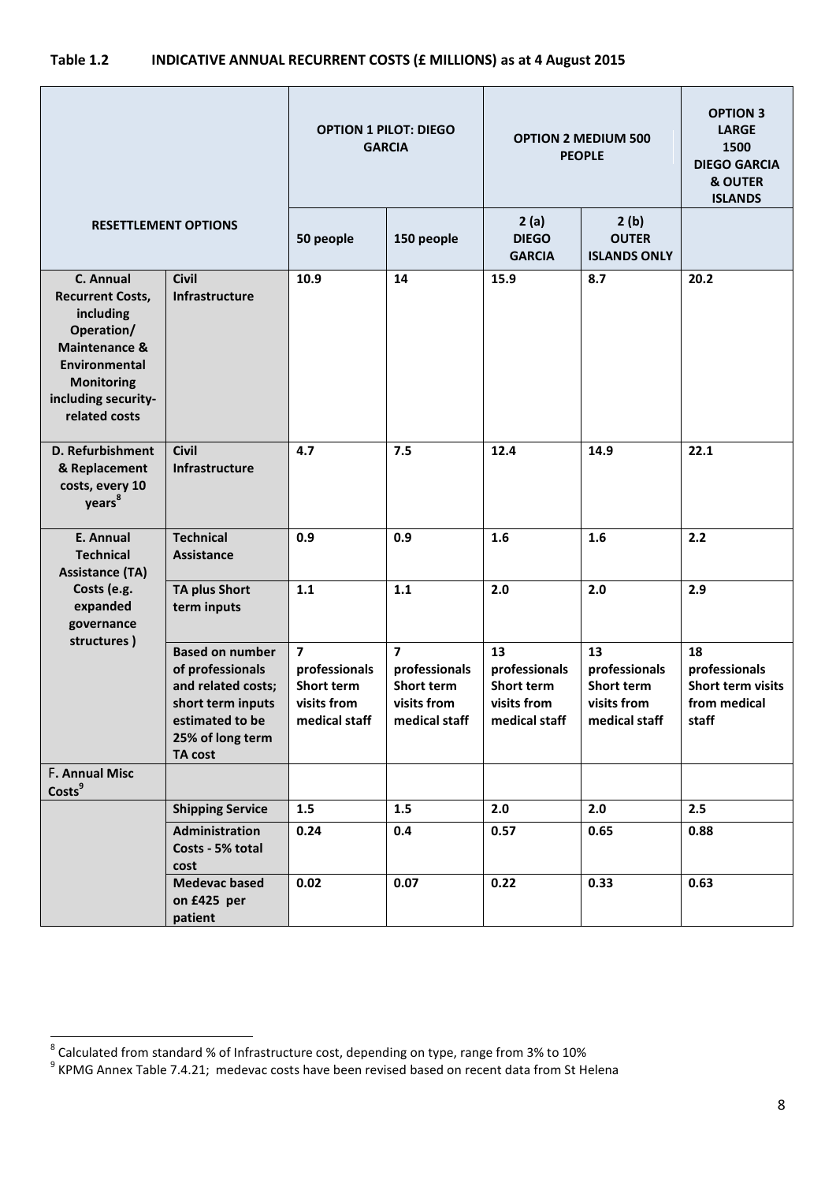**Table 1.2 INDICATIVE ANNUAL RECURRENT COSTS (£ MILLIONS) as at 4 August 2015**

| RESETTLEMENT OPTIONS | | OPTION 1 PILOT: DIEGO GARCIA | | OPTION 2 MEDIUM 500 PEOPLE | | OPTION 3 LARGE 1500 DIEGO GARCIA & OUTER ISLANDS |
|---|---|---|---|---|---|---|
| | | 50 people | 150 people | 2 (a) DIEGO GARCIA | 2 (b) OUTER ISLANDS ONLY | |
| **C. Annual Recurrent Costs, including Operation/ Maintenance & Environmental Monitoring including security-related costs** | **Civil Infrastructure** | **10.9** | **14** | **15.9** | **8.7** | **20.2** |
| **D. Refurbishment & Replacement costs, every 10 years**[8] | **Civil Infrastructure** | **4.7** | **7.5** | **12.4** | **14.9** | **22.1** |
| **E. Annual Technical Assistance (TA) Costs (e.g. expanded governance structures )** | **Technical Assistance** | **0.9** | **0.9** | **1.6** | **1.6** | **2.2** |
| | **TA plus Short term inputs** | **1.1** | **1.1** | **2.0** | **2.0** | **2.9** |
| | **Based on number of professionals and related costs; short term inputs estimated to be 25% of long term TA cost** | **7 professionals Short term visits from medical staff** | **7 professionals Short term visits from medical staff** | **13 professionals Short term visits from medical staff** | **13 professionals Short term visits from medical staff** | **18 professionals Short term visits from medical staff** |
| F. **Annual Misc Costs**[9] | | | | | | |
| | **Shipping Service** | **1.5** | **1.5** | **2.0** | **2.0** | **2.5** |
| | **Administration Costs - 5% total cost** | **0.24** | **0.4** | **0.57** | **0.65** | **0.88** |
| | **Medevac based on £425 per patient** | **0.02** | **0.07** | **0.22** | **0.33** | **0.63** |

[8] Calculated from standard % of Infrastructure cost, depending on type, range from 3% to 10%

[9] KPMG Annex Table 7.4.21; medevac costs have been revised based on recent data from St Helena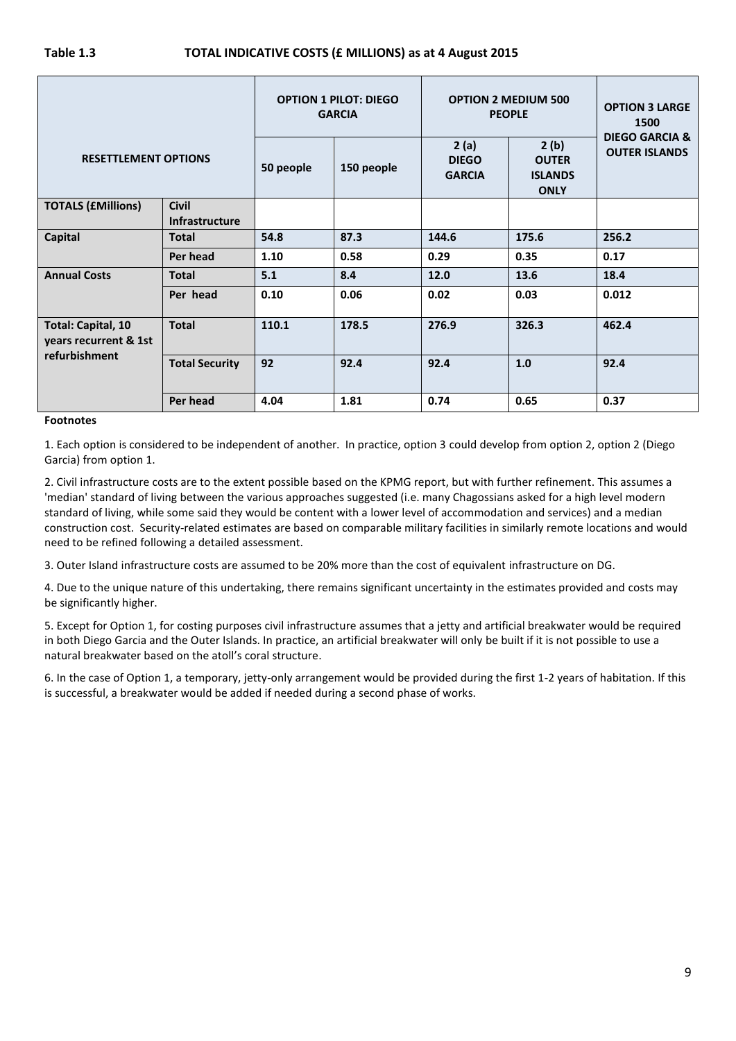**Table 1.3 TOTAL INDICATIVE COSTS (£ MILLIONS) as at 4 August 2015**

| RESETTLEMENT OPTIONS | | OPTION 1 PILOT: DIEGO GARCIA | | OPTION 2 MEDIUM 500 PEOPLE | | OPTION 3 LARGE 1500 DIEGO GARCIA & OUTER ISLANDS |
|---|---|---|---|---|---|---|
| | | 50 people | 150 people | 2 (a) DIEGO GARCIA | 2 (b) OUTER ISLANDS ONLY | |
| **TOTALS (£Millions)** | **Civil Infrastructure** | | | | | |
| **Capital** | **Total** | **54.8** | **87.3** | **144.6** | **175.6** | **256.2** |
| | **Per head** | **1.10** | **0.58** | **0.29** | **0.35** | **0.17** |
| **Annual Costs** | **Total** | **5.1** | **8.4** | **12.0** | **13.6** | **18.4** |
| | **Per head** | **0.10** | **0.06** | **0.02** | **0.03** | **0.012** |
| **Total: Capital, 10 years recurrent & 1st refurbishment** | **Total** | **110.1** | **178.5** | **276.9** | **326.3** | **462.4** |
| | **Total Security** | **92** | **92.4** | **92.4** | **1.0** | **92.4** |
| | **Per head** | **4.04** | **1.81** | **0.74** | **0.65** | **0.37** |

**Footnotes**

1. Each option is considered to be independent of another. In practice, option 3 could develop from option 2, option 2 (Diego Garcia) from option 1.

2. Civil infrastructure costs are to the extent possible based on the KPMG report, but with further refinement. This assumes a 'median' standard of living between the various approaches suggested (i.e. many Chagossians asked for a high level modern standard of living, while some said they would be content with a lower level of accommodation and services) and a median construction cost. Security-related estimates are based on comparable military facilities in similarly remote locations and would need to be refined following a detailed assessment.

3. Outer Island infrastructure costs are assumed to be 20% more than the cost of equivalent infrastructure on DG.

4. Due to the unique nature of this undertaking, there remains significant uncertainty in the estimates provided and costs may be significantly higher.

5. Except for Option 1, for costing purposes civil infrastructure assumes that a jetty and artificial breakwater would be required in both Diego Garcia and the Outer Islands. In practice, an artificial breakwater will only be built if it is not possible to use a natural breakwater based on the atoll's coral structure.

6. In the case of Option 1, a temporary, jetty-only arrangement would be provided during the first 1-2 years of habitation. If this is successful, a breakwater would be added if needed during a second phase of works.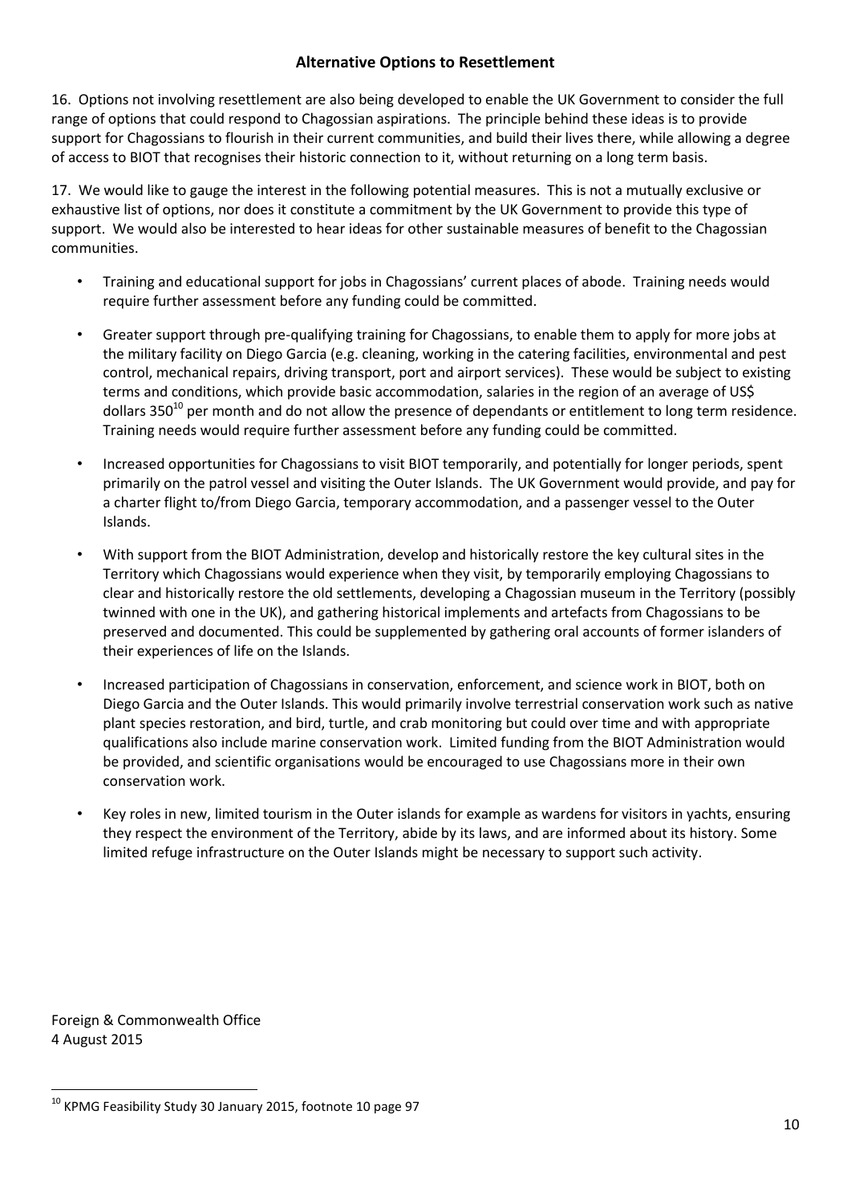## Alternative Options to Resettlement

16. Options not involving resettlement are also being developed to enable the UK Government to consider the full range of options that could respond to Chagossian aspirations. The principle behind these ideas is to provide support for Chagossians to flourish in their current communities, and build their lives there, while allowing a degree of access to BIOT that recognises their historic connection to it, without returning on a long term basis.

17. We would like to gauge the interest in the following potential measures. This is not a mutually exclusive or exhaustive list of options, nor does it constitute a commitment by the UK Government to provide this type of support. We would also be interested to hear ideas for other sustainable measures of benefit to the Chagossian communities.

- Training and educational support for jobs in Chagossians' current places of abode. Training needs would require further assessment before any funding could be committed.
- Greater support through pre-qualifying training for Chagossians, to enable them to apply for more jobs at the military facility on Diego Garcia (e.g. cleaning, working in the catering facilities, environmental and pest control, mechanical repairs, driving transport, port and airport services). These would be subject to existing terms and conditions, which provide basic accommodation, salaries in the region of an average of US$ dollars 350[10] per month and do not allow the presence of dependants or entitlement to long term residence. Training needs would require further assessment before any funding could be committed.
- Increased opportunities for Chagossians to visit BIOT temporarily, and potentially for longer periods, spent primarily on the patrol vessel and visiting the Outer Islands. The UK Government would provide, and pay for a charter flight to/from Diego Garcia, temporary accommodation, and a passenger vessel to the Outer Islands.
- With support from the BIOT Administration, develop and historically restore the key cultural sites in the Territory which Chagossians would experience when they visit, by temporarily employing Chagossians to clear and historically restore the old settlements, developing a Chagossian museum in the Territory (possibly twinned with one in the UK), and gathering historical implements and artefacts from Chagossians to be preserved and documented. This could be supplemented by gathering oral accounts of former islanders of their experiences of life on the Islands.
- Increased participation of Chagossians in conservation, enforcement, and science work in BIOT, both on Diego Garcia and the Outer Islands. This would primarily involve terrestrial conservation work such as native plant species restoration, and bird, turtle, and crab monitoring but could over time and with appropriate qualifications also include marine conservation work. Limited funding from the BIOT Administration would be provided, and scientific organisations would be encouraged to use Chagossians more in their own conservation work.
- Key roles in new, limited tourism in the Outer islands for example as wardens for visitors in yachts, ensuring they respect the environment of the Territory, abide by its laws, and are informed about its history. Some limited refuge infrastructure on the Outer Islands might be necessary to support such activity.

Foreign & Commonwealth Office
4 August 2015

[10] KPMG Feasibility Study 30 January 2015, footnote 10 page 97